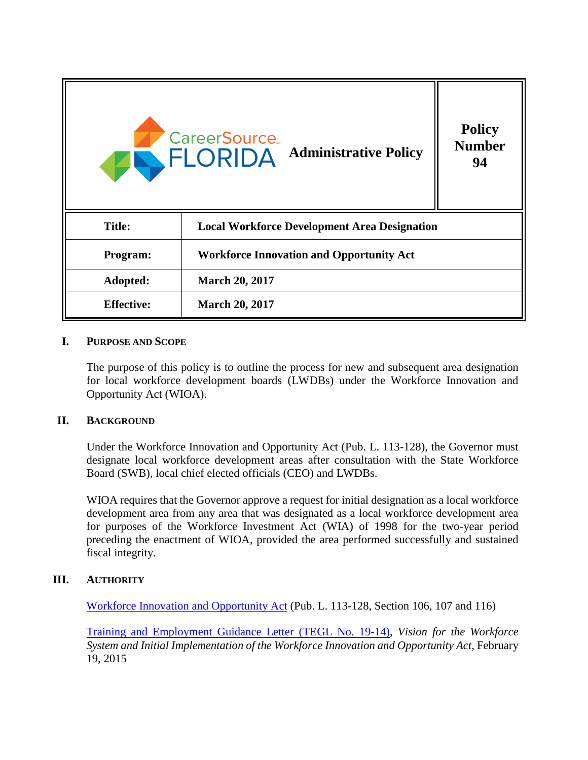| CareerSource FLORIDA Administrative Policy | Policy Number 94 |
|---|---|
| **Title:** | **Local Workforce Development Area Designation** |
| **Program:** | **Workforce Innovation and Opportunity Act** |
| **Adopted:** | **March 20, 2017** |
| **Effective:** | **March 20, 2017** |

## I. PURPOSE AND SCOPE

The purpose of this policy is to outline the process for new and subsequent area designation for local workforce development boards (LWDBs) under the Workforce Innovation and Opportunity Act (WIOA).

## II. BACKGROUND

Under the Workforce Innovation and Opportunity Act (Pub. L. 113-128), the Governor must designate local workforce development areas after consultation with the State Workforce Board (SWB), local chief elected officials (CEO) and LWDBs.

WIOA requires that the Governor approve a request for initial designation as a local workforce development area from any area that was designated as a local workforce development area for purposes of the Workforce Investment Act (WIA) of 1998 for the two-year period preceding the enactment of WIOA, provided the area performed successfully and sustained fiscal integrity.

## III. AUTHORITY

Workforce Innovation and Opportunity Act (Pub. L. 113-128, Section 106, 107 and 116)

Training and Employment Guidance Letter (TEGL No. 19-14), *Vision for the Workforce System and Initial Implementation of the Workforce Innovation and Opportunity Act*, February 19, 2015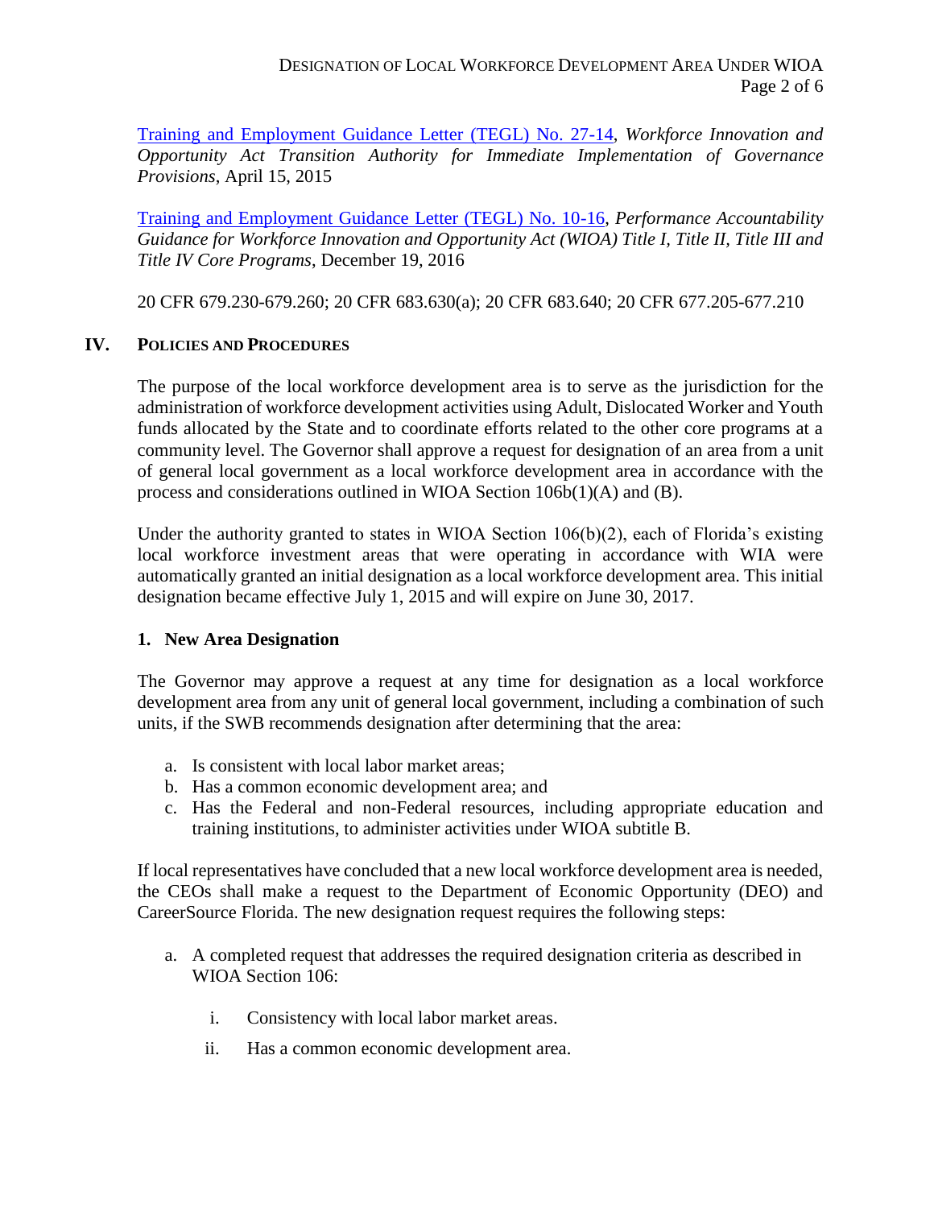[Training and Employment Guidance Letter (TEGL) No. 27-14](), *Workforce Innovation and Opportunity Act Transition Authority for Immediate Implementation of Governance Provisions*, April 15, 2015

[Training and Employment Guidance Letter (TEGL) No. 10-16](), *Performance Accountability Guidance for Workforce Innovation and Opportunity Act (WIOA) Title I, Title II, Title III and Title IV Core Programs*, December 19, 2016

20 CFR 679.230-679.260; 20 CFR 683.630(a); 20 CFR 683.640; 20 CFR 677.205-677.210

## IV. Policies and Procedures

The purpose of the local workforce development area is to serve as the jurisdiction for the administration of workforce development activities using Adult, Dislocated Worker and Youth funds allocated by the State and to coordinate efforts related to the other core programs at a community level. The Governor shall approve a request for designation of an area from a unit of general local government as a local workforce development area in accordance with the process and considerations outlined in WIOA Section 106b(1)(A) and (B).

Under the authority granted to states in WIOA Section 106(b)(2), each of Florida's existing local workforce investment areas that were operating in accordance with WIA were automatically granted an initial designation as a local workforce development area. This initial designation became effective July 1, 2015 and will expire on June 30, 2017.

### 1. New Area Designation

The Governor may approve a request at any time for designation as a local workforce development area from any unit of general local government, including a combination of such units, if the SWB recommends designation after determining that the area:

a. Is consistent with local labor market areas;
b. Has a common economic development area; and
c. Has the Federal and non-Federal resources, including appropriate education and training institutions, to administer activities under WIOA subtitle B.

If local representatives have concluded that a new local workforce development area is needed, the CEOs shall make a request to the Department of Economic Opportunity (DEO) and CareerSource Florida. The new designation request requires the following steps:

a. A completed request that addresses the required designation criteria as described in WIOA Section 106:

    i. Consistency with local labor market areas.

    ii. Has a common economic development area.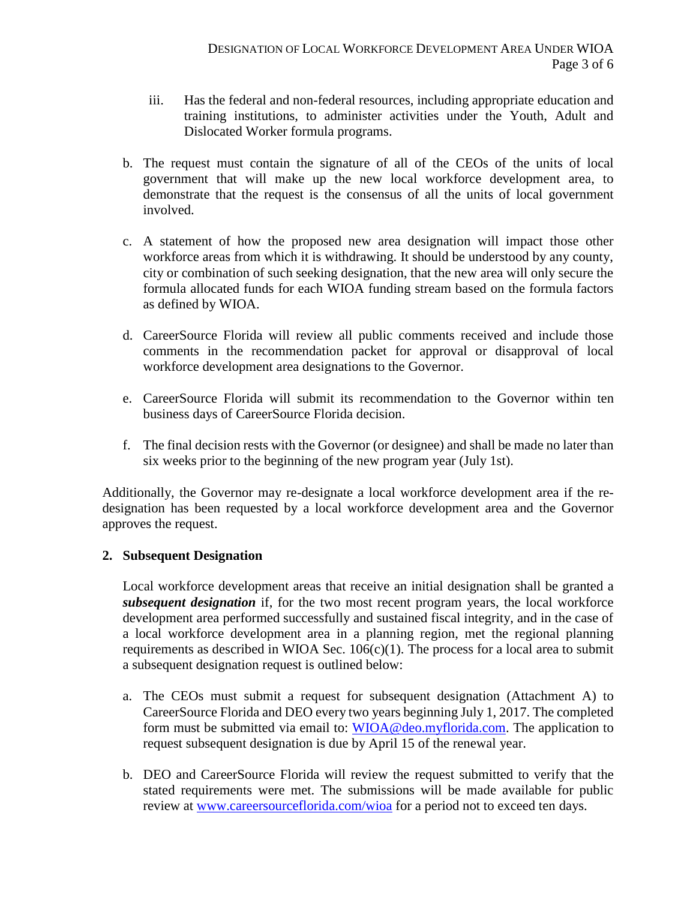iii. Has the federal and non-federal resources, including appropriate education and training institutions, to administer activities under the Youth, Adult and Dislocated Worker formula programs.

b. The request must contain the signature of all of the CEOs of the units of local government that will make up the new local workforce development area, to demonstrate that the request is the consensus of all the units of local government involved.

c. A statement of how the proposed new area designation will impact those other workforce areas from which it is withdrawing. It should be understood by any county, city or combination of such seeking designation, that the new area will only secure the formula allocated funds for each WIOA funding stream based on the formula factors as defined by WIOA.

d. CareerSource Florida will review all public comments received and include those comments in the recommendation packet for approval or disapproval of local workforce development area designations to the Governor.

e. CareerSource Florida will submit its recommendation to the Governor within ten business days of CareerSource Florida decision.

f. The final decision rests with the Governor (or designee) and shall be made no later than six weeks prior to the beginning of the new program year (July 1st).

Additionally, the Governor may re-designate a local workforce development area if the re-designation has been requested by a local workforce development area and the Governor approves the request.

**2. Subsequent Designation**

Local workforce development areas that receive an initial designation shall be granted a ***subsequent designation*** if, for the two most recent program years, the local workforce development area performed successfully and sustained fiscal integrity, and in the case of a local workforce development area in a planning region, met the regional planning requirements as described in WIOA Sec. 106(c)(1). The process for a local area to submit a subsequent designation request is outlined below:

a. The CEOs must submit a request for subsequent designation (Attachment A) to CareerSource Florida and DEO every two years beginning July 1, 2017. The completed form must be submitted via email to: WIOA@deo.myflorida.com. The application to request subsequent designation is due by April 15 of the renewal year.

b. DEO and CareerSource Florida will review the request submitted to verify that the stated requirements were met. The submissions will be made available for public review at www.careersourceflorida.com/wioa for a period not to exceed ten days.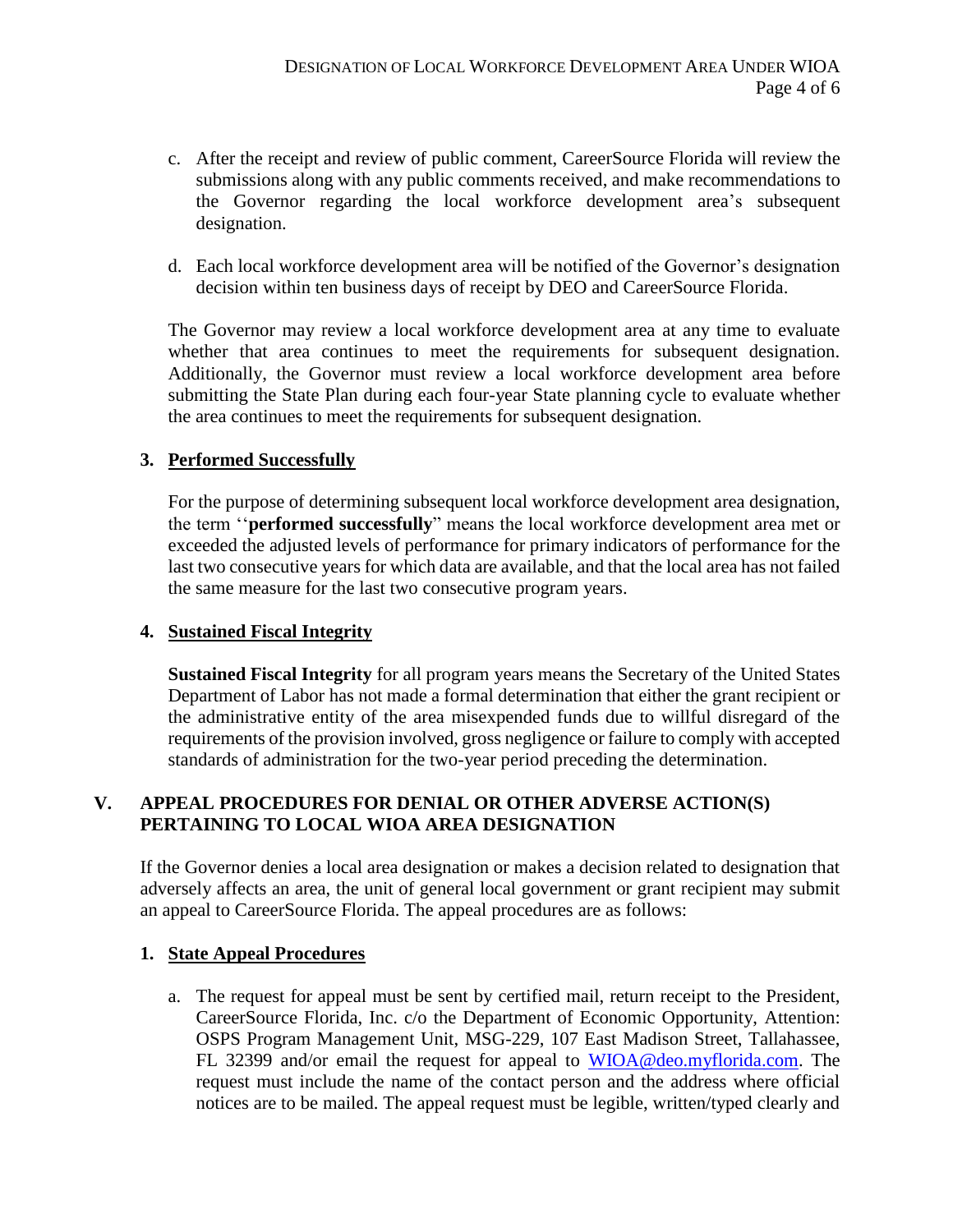c. After the receipt and review of public comment, CareerSource Florida will review the submissions along with any public comments received, and make recommendations to the Governor regarding the local workforce development area's subsequent designation.

d. Each local workforce development area will be notified of the Governor's designation decision within ten business days of receipt by DEO and CareerSource Florida.

The Governor may review a local workforce development area at any time to evaluate whether that area continues to meet the requirements for subsequent designation. Additionally, the Governor must review a local workforce development area before submitting the State Plan during each four-year State planning cycle to evaluate whether the area continues to meet the requirements for subsequent designation.

### 3. Performed Successfully

For the purpose of determining subsequent local workforce development area designation, the term ''**performed successfully**'' means the local workforce development area met or exceeded the adjusted levels of performance for primary indicators of performance for the last two consecutive years for which data are available, and that the local area has not failed the same measure for the last two consecutive program years.

### 4. Sustained Fiscal Integrity

**Sustained Fiscal Integrity** for all program years means the Secretary of the United States Department of Labor has not made a formal determination that either the grant recipient or the administrative entity of the area misexpended funds due to willful disregard of the requirements of the provision involved, gross negligence or failure to comply with accepted standards of administration for the two-year period preceding the determination.

## V. APPEAL PROCEDURES FOR DENIAL OR OTHER ADVERSE ACTION(S) PERTAINING TO LOCAL WIOA AREA DESIGNATION

If the Governor denies a local area designation or makes a decision related to designation that adversely affects an area, the unit of general local government or grant recipient may submit an appeal to CareerSource Florida. The appeal procedures are as follows:

### 1. State Appeal Procedures

a. The request for appeal must be sent by certified mail, return receipt to the President, CareerSource Florida, Inc. c/o the Department of Economic Opportunity, Attention: OSPS Program Management Unit, MSG-229, 107 East Madison Street, Tallahassee, FL 32399 and/or email the request for appeal to [WIOA@deo.myflorida.com](mailto:WIOA@deo.myflorida.com). The request must include the name of the contact person and the address where official notices are to be mailed. The appeal request must be legible, written/typed clearly and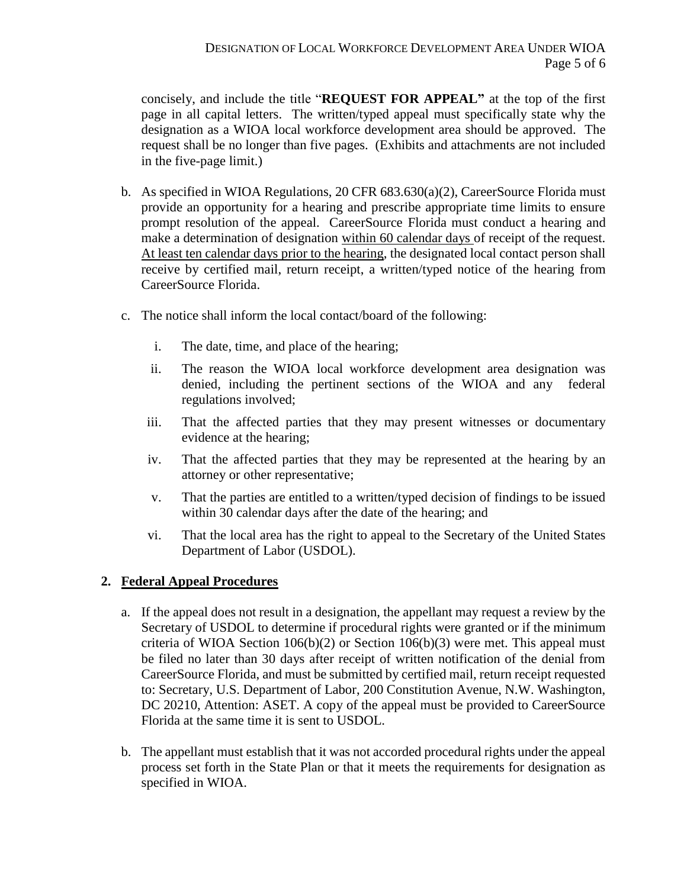concisely, and include the title "**REQUEST FOR APPEAL"** at the top of the first page in all capital letters. The written/typed appeal must specifically state why the designation as a WIOA local workforce development area should be approved. The request shall be no longer than five pages. (Exhibits and attachments are not included in the five-page limit.)

b. As specified in WIOA Regulations, 20 CFR 683.630(a)(2), CareerSource Florida must provide an opportunity for a hearing and prescribe appropriate time limits to ensure prompt resolution of the appeal. CareerSource Florida must conduct a hearing and make a determination of designation <u>within 60 calendar days</u> of receipt of the request. <u>At least ten calendar days prior to the hearing</u>, the designated local contact person shall receive by certified mail, return receipt, a written/typed notice of the hearing from CareerSource Florida.

c. The notice shall inform the local contact/board of the following:

   i. The date, time, and place of the hearing;

   ii. The reason the WIOA local workforce development area designation was denied, including the pertinent sections of the WIOA and any federal regulations involved;

   iii. That the affected parties that they may present witnesses or documentary evidence at the hearing;

   iv. That the affected parties that they may be represented at the hearing by an attorney or other representative;

   v. That the parties are entitled to a written/typed decision of findings to be issued within 30 calendar days after the date of the hearing; and

   vi. That the local area has the right to appeal to the Secretary of the United States Department of Labor (USDOL).

## 2. <u>Federal Appeal Procedures</u>

a. If the appeal does not result in a designation, the appellant may request a review by the Secretary of USDOL to determine if procedural rights were granted or if the minimum criteria of WIOA Section 106(b)(2) or Section 106(b)(3) were met. This appeal must be filed no later than 30 days after receipt of written notification of the denial from CareerSource Florida, and must be submitted by certified mail, return receipt requested to: Secretary, U.S. Department of Labor, 200 Constitution Avenue, N.W. Washington, DC 20210, Attention: ASET. A copy of the appeal must be provided to CareerSource Florida at the same time it is sent to USDOL.

b. The appellant must establish that it was not accorded procedural rights under the appeal process set forth in the State Plan or that it meets the requirements for designation as specified in WIOA.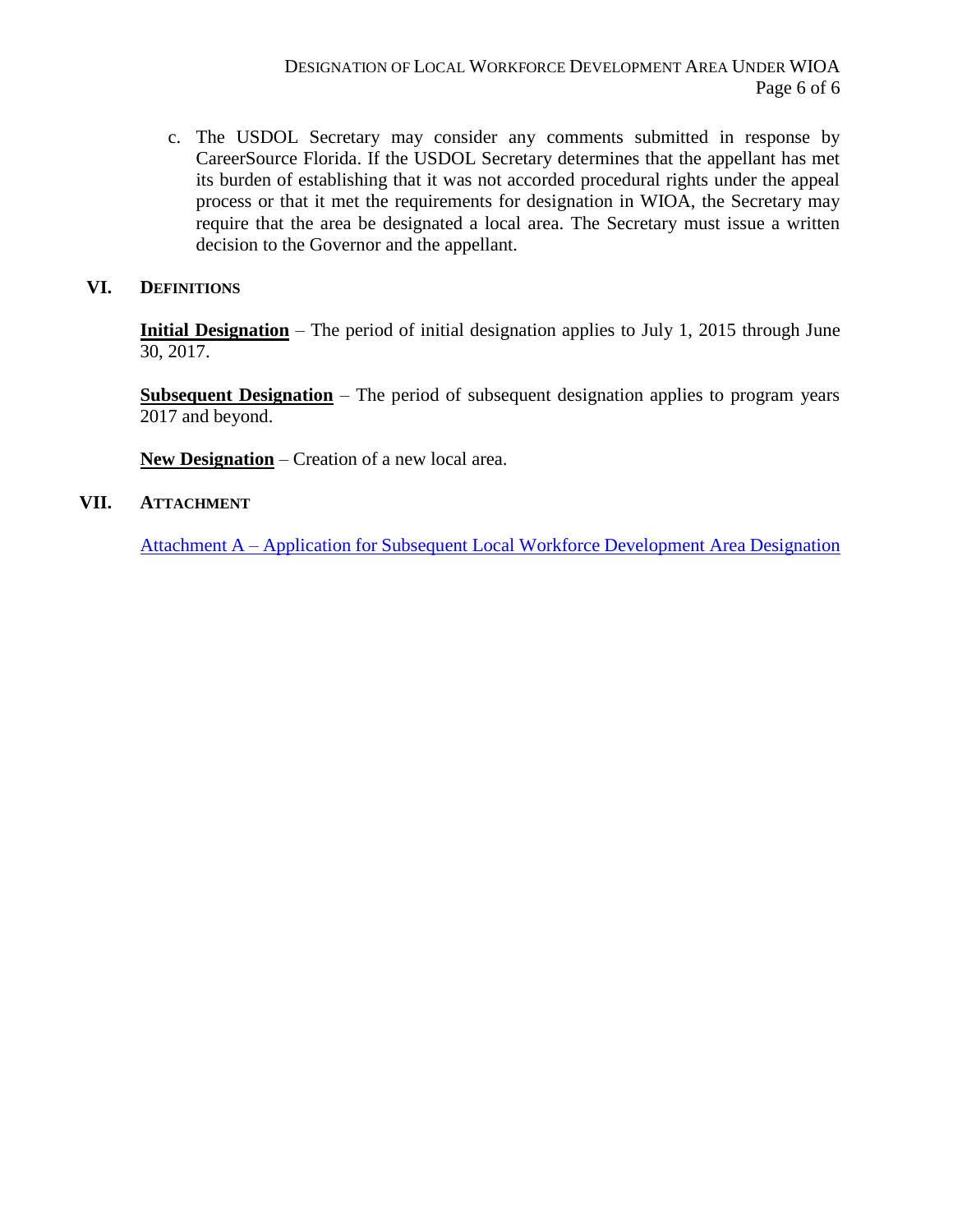c. The USDOL Secretary may consider any comments submitted in response by CareerSource Florida. If the USDOL Secretary determines that the appellant has met its burden of establishing that it was not accorded procedural rights under the appeal process or that it met the requirements for designation in WIOA, the Secretary may require that the area be designated a local area. The Secretary must issue a written decision to the Governor and the appellant.

## VI. DEFINITIONS

**Initial Designation** – The period of initial designation applies to July 1, 2015 through June 30, 2017.

**Subsequent Designation** – The period of subsequent designation applies to program years 2017 and beyond.

**New Designation** – Creation of a new local area.

## VII. ATTACHMENT

Attachment A – Application for Subsequent Local Workforce Development Area Designation